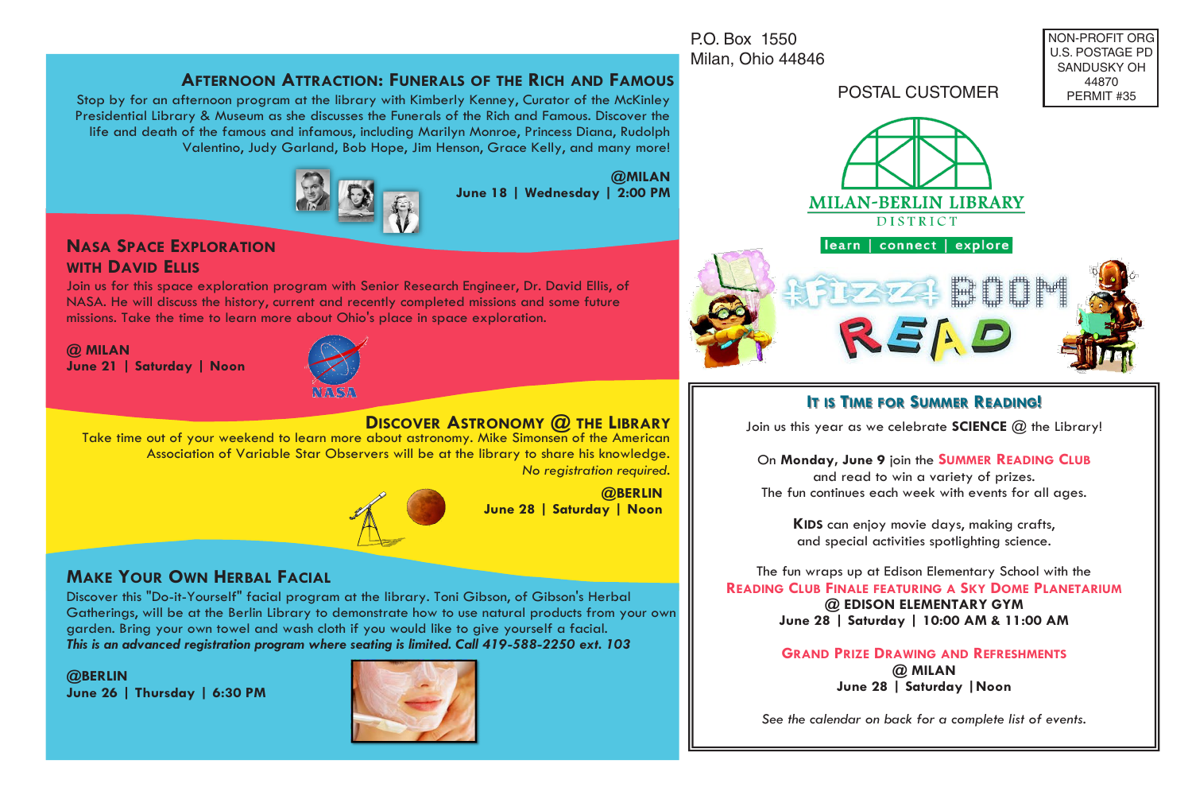## Afternoon Attraction: Funerals of the Rich and Famous

Stop by for an afternoon program at the library with Kimberly Kenney, Curator of the McKinley Presidential Library & Museum as she discusses the Funerals of the Rich and Famous. Discover the life and death of the famous and infamous, including Marilyn Monroe, Princess Diana, Rudolph Valentino, Judy Garland, Bob Hope, Jim Henson, Grace Kelly, and many more!

**@MILAN**
**June 18 | Wednesday | 2:00 PM**

## NASA Space Exploration with David Ellis

Join us for this space exploration program with Senior Research Engineer, Dr. David Ellis, of NASA. He will discuss the history, current and recently completed missions and some future missions. Take the time to learn more about Ohio's place in space exploration.

**@ MILAN**
**June 21 | Saturday | Noon**

## Discover Astronomy @ the Library

Take time out of your weekend to learn more about astronomy. Mike Simonsen of the American Association of Variable Star Observers will be at the library to share his knowledge.
*No registration required.*

**@BERLIN**
**June 28 | Saturday | Noon**

## Make Your Own Herbal Facial

Discover this "Do-it-Yourself" facial program at the library. Toni Gibson, of Gibson's Herbal Gatherings, will be at the Berlin Library to demonstrate how to use natural products from your own garden. Bring your own towel and wash cloth if you would like to give yourself a facial.
***This is an advanced registration program where seating is limited. Call 419-588-2250 ext. 103***

**@BERLIN**
**June 26 | Thursday | 6:30 PM**

P.O. Box 1550
Milan, Ohio 44846

NON-PROFIT ORG
U.S. POSTAGE PD
SANDUSKY OH
44870
PERMIT #35

POSTAL CUSTOMER

MILAN-BERLIN LIBRARY DISTRICT
learn | connect | explore

Fizz Boom Read

## It is Time for Summer Reading!

Join us this year as we celebrate **SCIENCE** @ the Library!

On **Monday, June 9** join the **Summer Reading Club** and read to win a variety of prizes. The fun continues each week with events for all ages.

**Kids** can enjoy movie days, making crafts, and special activities spotlighting science.

The fun wraps up at Edison Elementary School with the
**Reading Club Finale featuring a Sky Dome Planetarium**
**@ EDISON ELEMENTARY GYM**
**June 28 | Saturday | 10:00 AM & 11:00 AM**

**Grand Prize Drawing and Refreshments**
**@ MILAN**
**June 28 | Saturday | Noon**

*See the calendar on back for a complete list of events.*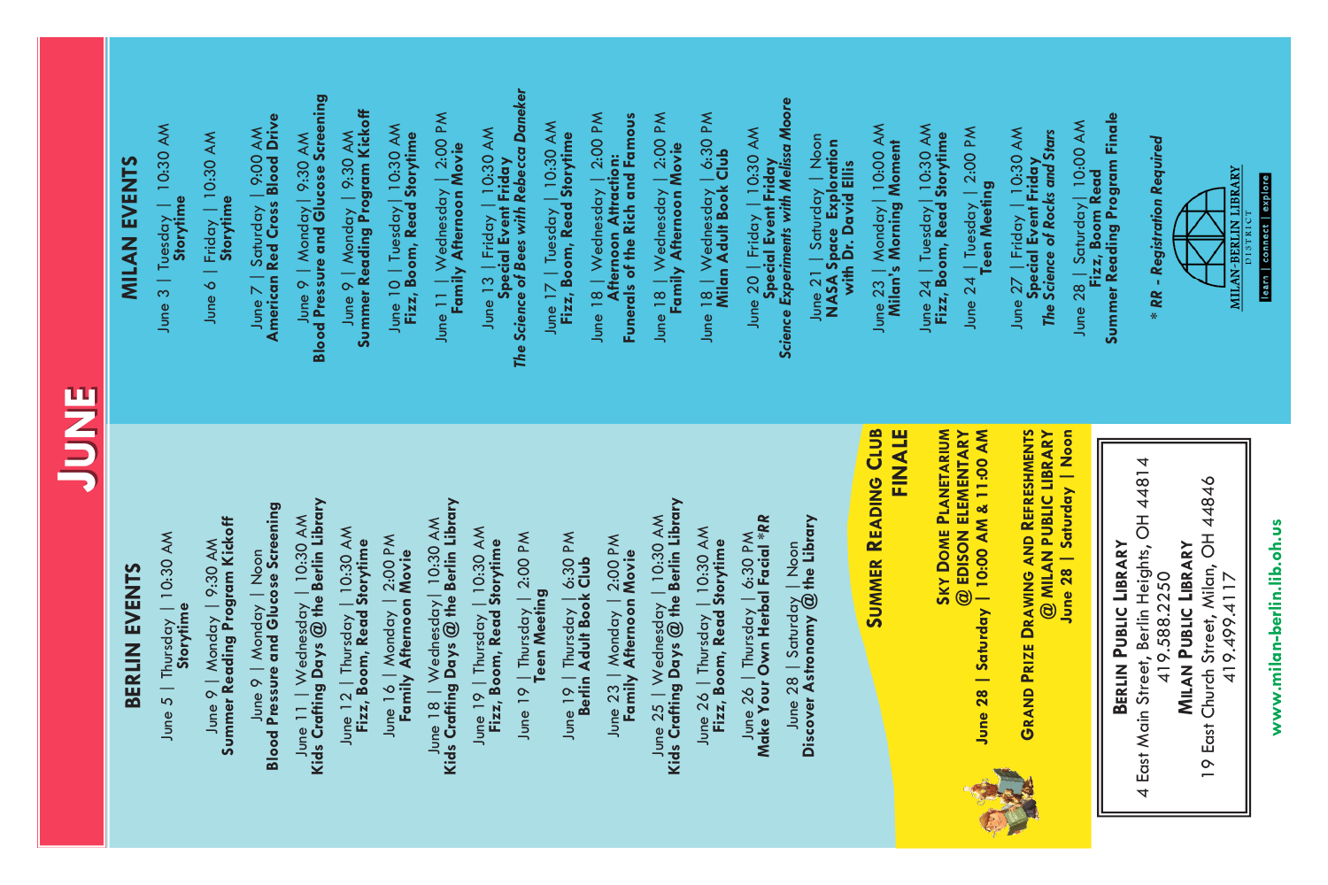# June

## BERLIN EVENTS

June 5 | Thursday | 10:30 AM
**Storytime**

June 9 | Monday | 9:30 AM
**Summer Reading Program Kickoff**

June 9 | Monday | Noon
**Blood Pressure and Glucose Screening**

June 11 | Wednesday | 10:30 AM
**Kids Crafting Days @ the Berlin Library**

June 12 | Thursday | 10:30 AM
**Fizz, Boom, Read Storytime**

June 16 | Monday | 2:00 PM
**Family Afternoon Movie**

June 18 | Wednesday| 10:30 AM
**Kids Crafting Days @ the Berlin Library**

June 19 | Thursday | 10:30 AM
**Fizz, Boom, Read Storytime**

June 19 | Thursday | 2:00 PM
**Teen Meeting**

June 19 | Thursday | 6:30 PM
**Berlin Adult Book Club**

June 23 | Monday | 2:00 PM
**Family Afternoon Movie**

June 25 | Wednesday | 10:30 AM
**Kids Crafting Days @ the Berlin Library**

June 26 | Thursday | 10:30 AM
**Fizz, Boom, Read Storytime**

June 26 | Thursday | 6:30 PM
**Make Your Own Herbal Facial *RR**

June 28 | Saturday | Noon
**Discover Astronomy @ the Library**

## MILAN EVENTS

June 3 | Tuesday | 10:30 AM
**Storytime**

June 6 | Friday | 10:30 AM
**Storytime**

June 7 | Saturday | 9:00 AM
**American Red Cross Blood Drive**

June 9 | Monday| 9:30 AM
**Blood Pressure and Glucose Screening**

June 9 | Monday | 9:30 AM
**Summer Reading Program Kickoff**

June 10 | Tuesday| 10:30 AM
**Fizz, Boom, Read Storytime**

June 11 | Wednesday | 2:00 PM
**Family Afternoon Movie**

June 13 | Friday | 10:30 AM
**Special Event Friday**
***The Science of Bees with Rebecca Daneker***

June 17 | Tuesday | 10:30 AM
**Fizz, Boom, Read Storytime**

June 18 | Wednesday | 2:00 PM
**Afternoon Attraction:**
**Funerals of the Rich and Famous**

June 18 | Wednesday | 2:00 PM
**Family Afternoon Movie**

June 18 | Wednesday | 6:30 PM
**Milan Adult Book Club**

June 20 | Friday | 10:30 AM
**Special Event Friday**
***Science Experiments with Melissa Moore***

June 21 | Saturday | Noon
**NASA Space Exploration with Dr. David Ellis**

June 23 | Monday| 10:00 AM
**Milan's Morning Moment**

June 24 | Tuesday | 10:30 AM
**Fizz, Boom, Read Storytime**

June 24 | Tuesday | 2:00 PM
**Teen Meeting**

June 27 | Friday | 10:30 AM
**Special Event Friday**
***The Science of Rocks and Stars***

June 28 | Saturday| 10:00 AM
**Fizz, Boom Read**
**Summer Reading Program Finale**

*** RR - Registration Required**

MILAN-BERLIN LIBRARY DISTRICT
learn | connect | explore

## Summer Reading Club Finale

**Sky Dome Planetarium @ Edison Elementary**
**June 28 | Saturday | 10:00 AM & 11:00 AM**

**Grand Prize Drawing and Refreshments @ Milan Public Library**
**June 28 | Saturday | Noon**

**Berlin Public Library**
4 East Main Street, Berlin Heights, OH 44814
419.588.2250

**Milan Public Library**
19 East Church Street, Milan, OH 44846
419.499.4117

**www.milan-berlin.lib.oh.us**